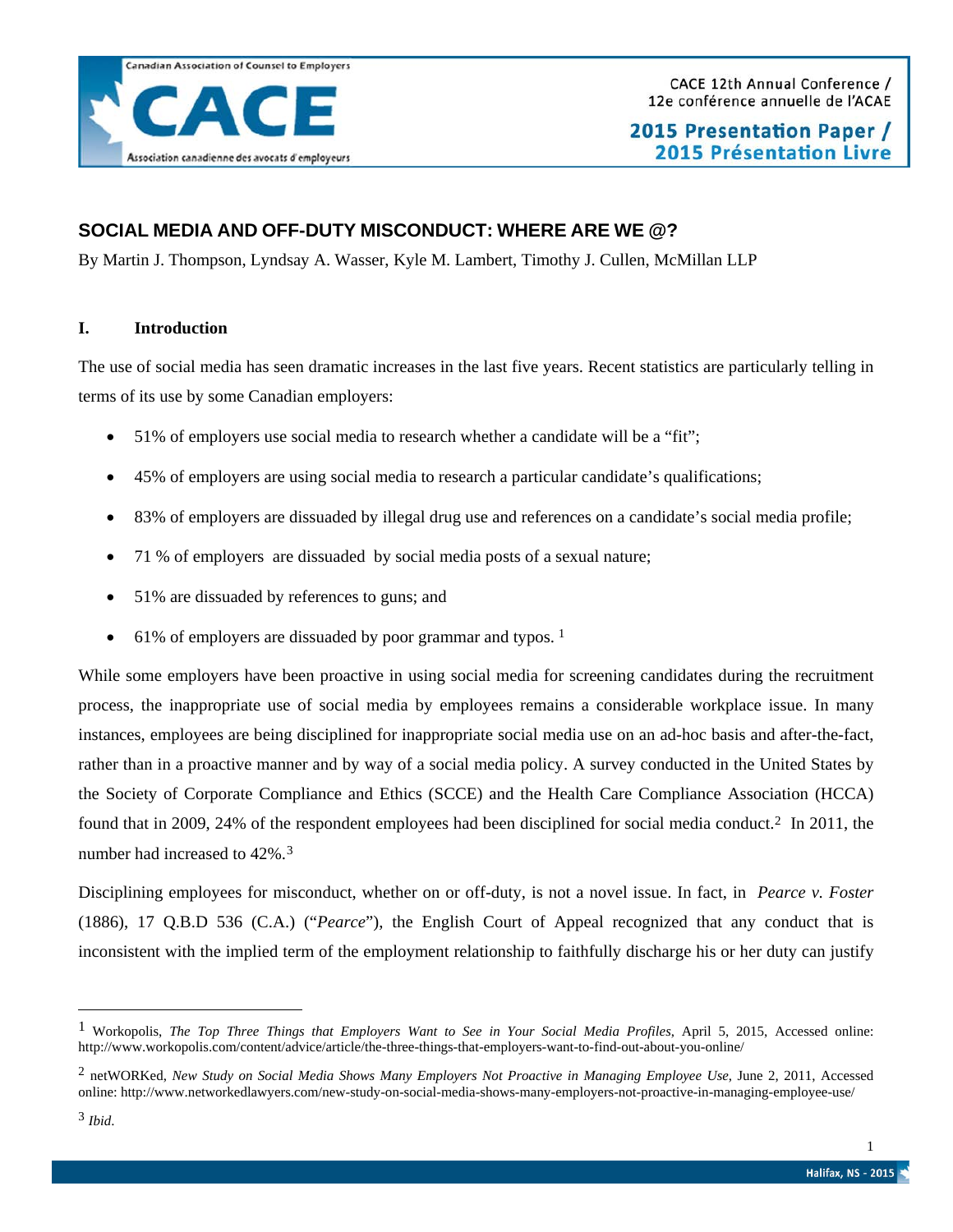# SOCIAL MEDIA AND OFF-DUTY MISCONDUCT: WHERE ARE WE @?

By Martin J. Thompson, Lyndsay A. Wasser, Kyle M. Lambert, Timothy J. Cullen, McMillan LLP

## I. Introduction

The use of social media has seen dramatic increases in the last five years. Recent statistics are particularly telling in terms of its use by some Canadian employers:

- 51% of employers use social media to research whether a candidate will be a "fit";
- 45% of employers are using social media to research a particular candidate's qualifications;
- 83% of employers are dissuaded by illegal drug use and references on a candidate's social media profile;
- 71 % of employers are dissuaded by social media posts of a sexual nature;
- 51% are dissuaded by references to guns; and
- 61% of employers are dissuaded by poor grammar and typos. [1]

While some employers have been proactive in using social media for screening candidates during the recruitment process, the inappropriate use of social media by employees remains a considerable workplace issue. In many instances, employees are being disciplined for inappropriate social media use on an ad-hoc basis and after-the-fact, rather than in a proactive manner and by way of a social media policy. A survey conducted in the United States by the Society of Corporate Compliance and Ethics (SCCE) and the Health Care Compliance Association (HCCA) found that in 2009, 24% of the respondent employees had been disciplined for social media conduct.[2] In 2011, the number had increased to 42%.[3]

Disciplining employees for misconduct, whether on or off-duty, is not a novel issue. In fact, in *Pearce v. Foster* (1886), 17 Q.B.D 536 (C.A.) ("*Pearce*"), the English Court of Appeal recognized that any conduct that is inconsistent with the implied term of the employment relationship to faithfully discharge his or her duty can justify

---

[1] Workopolis, *The Top Three Things that Employers Want to See in Your Social Media Profiles*, April 5, 2015, Accessed online: http://www.workopolis.com/content/advice/article/the-three-things-that-employers-want-to-find-out-about-you-online/

[2] netWORKed, *New Study on Social Media Shows Many Employers Not Proactive in Managing Employee Use*, June 2, 2011, Accessed online: http://www.networkedlawyers.com/new-study-on-social-media-shows-many-employers-not-proactive-in-managing-employee-use/

[3] *Ibid*.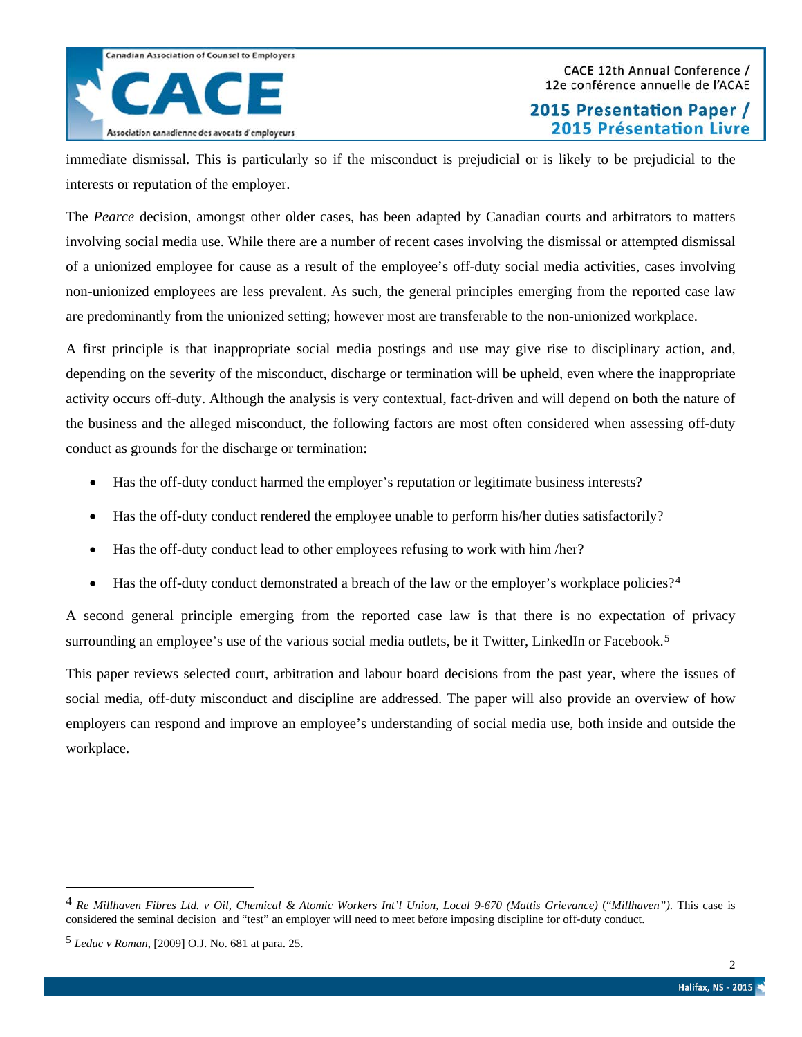immediate dismissal. This is particularly so if the misconduct is prejudicial or is likely to be prejudicial to the interests or reputation of the employer.

The *Pearce* decision, amongst other older cases, has been adapted by Canadian courts and arbitrators to matters involving social media use. While there are a number of recent cases involving the dismissal or attempted dismissal of a unionized employee for cause as a result of the employee's off-duty social media activities, cases involving non-unionized employees are less prevalent. As such, the general principles emerging from the reported case law are predominantly from the unionized setting; however most are transferable to the non-unionized workplace.

A first principle is that inappropriate social media postings and use may give rise to disciplinary action, and, depending on the severity of the misconduct, discharge or termination will be upheld, even where the inappropriate activity occurs off-duty. Although the analysis is very contextual, fact-driven and will depend on both the nature of the business and the alleged misconduct, the following factors are most often considered when assessing off-duty conduct as grounds for the discharge or termination:

- Has the off-duty conduct harmed the employer's reputation or legitimate business interests?
- Has the off-duty conduct rendered the employee unable to perform his/her duties satisfactorily?
- Has the off-duty conduct lead to other employees refusing to work with him /her?
- Has the off-duty conduct demonstrated a breach of the law or the employer's workplace policies?[4]

A second general principle emerging from the reported case law is that there is no expectation of privacy surrounding an employee's use of the various social media outlets, be it Twitter, LinkedIn or Facebook.[5]

This paper reviews selected court, arbitration and labour board decisions from the past year, where the issues of social media, off-duty misconduct and discipline are addressed. The paper will also provide an overview of how employers can respond and improve an employee's understanding of social media use, both inside and outside the workplace.

---

[4] *Re Millhaven Fibres Ltd. v Oil, Chemical & Atomic Workers Int'l Union, Local 9-670 (Mattis Grievance)* ("*Millhaven*"). This case is considered the seminal decision and "test" an employer will need to meet before imposing discipline for off-duty conduct.

[5] *Leduc v Roman*, [2009] O.J. No. 681 at para. 25.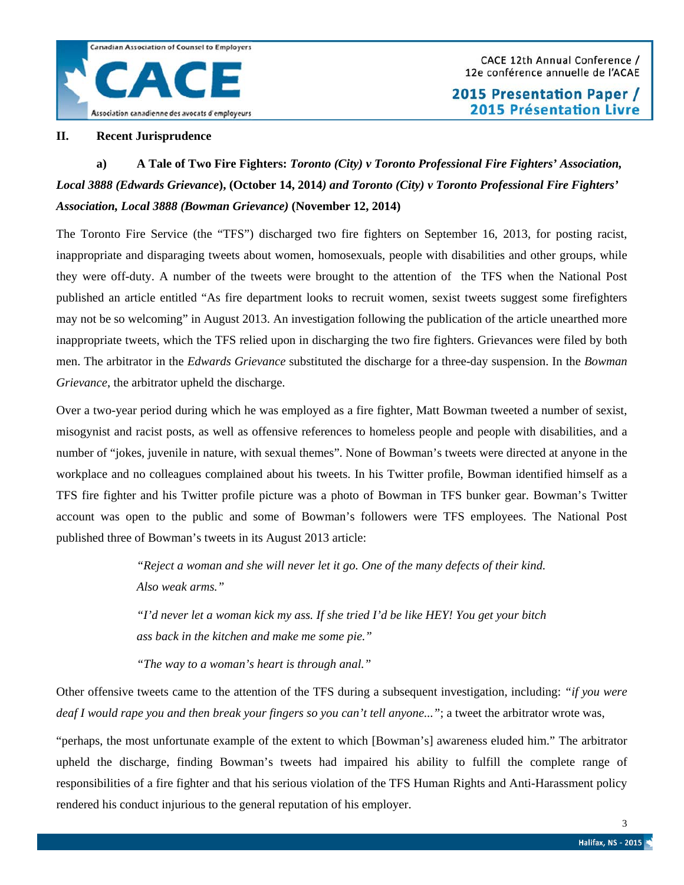## II. Recent Jurisprudence

### a) A Tale of Two Fire Fighters: *Toronto (City) v Toronto Professional Fire Fighters' Association, Local 3888 (Edwards Grievance)*, (October 14, 2014*) and Toronto (City) v Toronto Professional Fire Fighters' Association, Local 3888 (Bowman Grievance)* (November 12, 2014)

The Toronto Fire Service (the "TFS") discharged two fire fighters on September 16, 2013, for posting racist, inappropriate and disparaging tweets about women, homosexuals, people with disabilities and other groups, while they were off-duty. A number of the tweets were brought to the attention of the TFS when the National Post published an article entitled "As fire department looks to recruit women, sexist tweets suggest some firefighters may not be so welcoming" in August 2013. An investigation following the publication of the article unearthed more inappropriate tweets, which the TFS relied upon in discharging the two fire fighters. Grievances were filed by both men. The arbitrator in the *Edwards Grievance* substituted the discharge for a three-day suspension. In the *Bowman Grievance*, the arbitrator upheld the discharge.

Over a two-year period during which he was employed as a fire fighter, Matt Bowman tweeted a number of sexist, misogynist and racist posts, as well as offensive references to homeless people and people with disabilities, and a number of "jokes, juvenile in nature, with sexual themes". None of Bowman's tweets were directed at anyone in the workplace and no colleagues complained about his tweets. In his Twitter profile, Bowman identified himself as a TFS fire fighter and his Twitter profile picture was a photo of Bowman in TFS bunker gear. Bowman's Twitter account was open to the public and some of Bowman's followers were TFS employees. The National Post published three of Bowman's tweets in its August 2013 article:

> *"Reject a woman and she will never let it go. One of the many defects of their kind. Also weak arms."*
>
> *"I'd never let a woman kick my ass. If she tried I'd be like HEY! You get your bitch ass back in the kitchen and make me some pie."*
>
> *"The way to a woman's heart is through anal."*

Other offensive tweets came to the attention of the TFS during a subsequent investigation, including: *"if you were deaf I would rape you and then break your fingers so you can't tell anyone..."*; a tweet the arbitrator wrote was,

"perhaps, the most unfortunate example of the extent to which [Bowman's] awareness eluded him." The arbitrator upheld the discharge, finding Bowman's tweets had impaired his ability to fulfill the complete range of responsibilities of a fire fighter and that his serious violation of the TFS Human Rights and Anti-Harassment policy rendered his conduct injurious to the general reputation of his employer.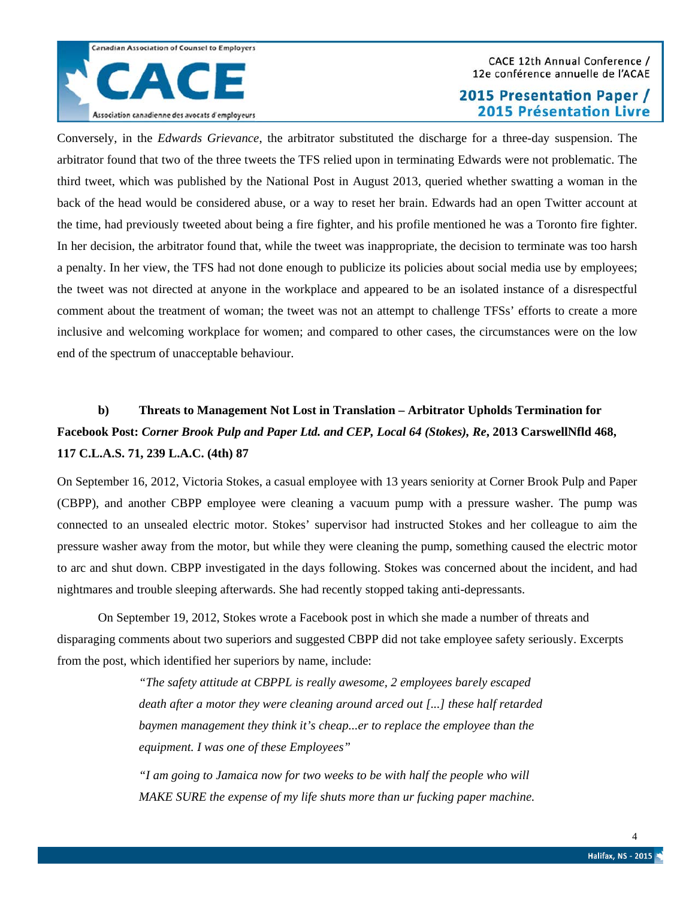Conversely, in the *Edwards Grievance*, the arbitrator substituted the discharge for a three-day suspension. The arbitrator found that two of the three tweets the TFS relied upon in terminating Edwards were not problematic. The third tweet, which was published by the National Post in August 2013, queried whether swatting a woman in the back of the head would be considered abuse, or a way to reset her brain. Edwards had an open Twitter account at the time, had previously tweeted about being a fire fighter, and his profile mentioned he was a Toronto fire fighter. In her decision, the arbitrator found that, while the tweet was inappropriate, the decision to terminate was too harsh a penalty. In her view, the TFS had not done enough to publicize its policies about social media use by employees; the tweet was not directed at anyone in the workplace and appeared to be an isolated instance of a disrespectful comment about the treatment of woman; the tweet was not an attempt to challenge TFSs' efforts to create a more inclusive and welcoming workplace for women; and compared to other cases, the circumstances were on the low end of the spectrum of unacceptable behaviour.

### b) Threats to Management Not Lost in Translation – Arbitrator Upholds Termination for Facebook Post: *Corner Brook Pulp and Paper Ltd. and CEP, Local 64 (Stokes), Re*, 2013 CarswellNfld 468, 117 C.L.A.S. 71, 239 L.A.C. (4th) 87

On September 16, 2012, Victoria Stokes, a casual employee with 13 years seniority at Corner Brook Pulp and Paper (CBPP), and another CBPP employee were cleaning a vacuum pump with a pressure washer. The pump was connected to an unsealed electric motor. Stokes' supervisor had instructed Stokes and her colleague to aim the pressure washer away from the motor, but while they were cleaning the pump, something caused the electric motor to arc and shut down. CBPP investigated in the days following. Stokes was concerned about the incident, and had nightmares and trouble sleeping afterwards. She had recently stopped taking anti-depressants.

On September 19, 2012, Stokes wrote a Facebook post in which she made a number of threats and disparaging comments about two superiors and suggested CBPP did not take employee safety seriously. Excerpts from the post, which identified her superiors by name, include:

> *"The safety attitude at CBPPL is really awesome, 2 employees barely escaped death after a motor they were cleaning around arced out [...] these half retarded baymen management they think it's cheap...er to replace the employee than the equipment. I was one of these Employees"*
>
> *"I am going to Jamaica now for two weeks to be with half the people who will MAKE SURE the expense of my life shuts more than ur fucking paper machine.*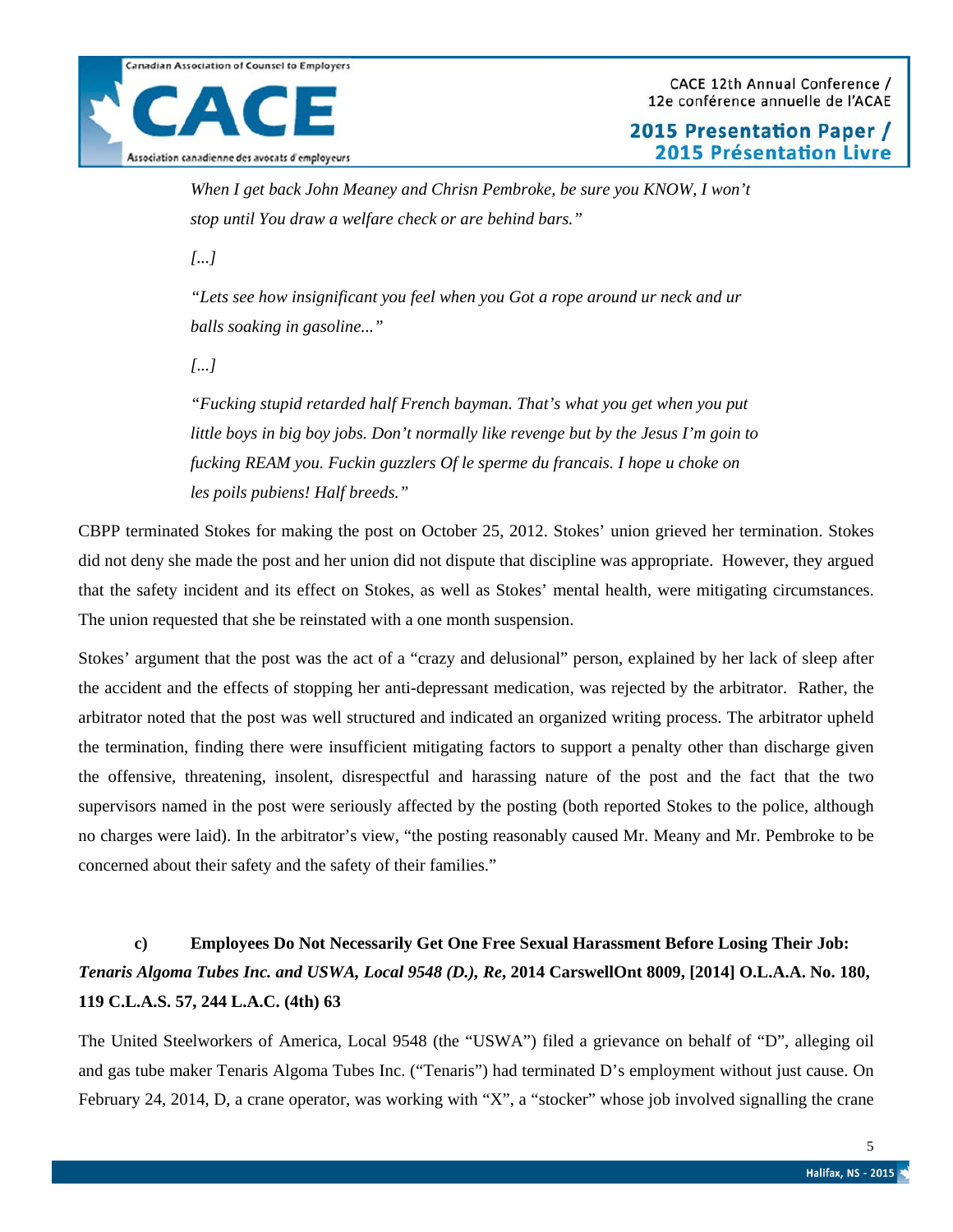> *When I get back John Meaney and Chrisn Pembroke, be sure you KNOW, I won't stop until You draw a welfare check or are behind bars."*
>
> *[...]*
>
> *"Lets see how insignificant you feel when you Got a rope around ur neck and ur balls soaking in gasoline..."*
>
> *[...]*
>
> *"Fucking stupid retarded half French bayman. That's what you get when you put little boys in big boy jobs. Don't normally like revenge but by the Jesus I'm goin to fucking REAM you. Fuckin guzzlers Of le sperme du francais. I hope u choke on les poils pubiens! Half breeds."*

CBPP terminated Stokes for making the post on October 25, 2012. Stokes' union grieved her termination. Stokes did not deny she made the post and her union did not dispute that discipline was appropriate. However, they argued that the safety incident and its effect on Stokes, as well as Stokes' mental health, were mitigating circumstances. The union requested that she be reinstated with a one month suspension.

Stokes' argument that the post was the act of a "crazy and delusional" person, explained by her lack of sleep after the accident and the effects of stopping her anti-depressant medication, was rejected by the arbitrator. Rather, the arbitrator noted that the post was well structured and indicated an organized writing process. The arbitrator upheld the termination, finding there were insufficient mitigating factors to support a penalty other than discharge given the offensive, threatening, insolent, disrespectful and harassing nature of the post and the fact that the two supervisors named in the post were seriously affected by the posting (both reported Stokes to the police, although no charges were laid). In the arbitrator's view, "the posting reasonably caused Mr. Meany and Mr. Pembroke to be concerned about their safety and the safety of their families."

### c) Employees Do Not Necessarily Get One Free Sexual Harassment Before Losing Their Job: *Tenaris Algoma Tubes Inc. and USWA, Local 9548 (D.), Re*, 2014 CarswellOnt 8009, [2014] O.L.A.A. No. 180, 119 C.L.A.S. 57, 244 L.A.C. (4th) 63

The United Steelworkers of America, Local 9548 (the "USWA") filed a grievance on behalf of "D", alleging oil and gas tube maker Tenaris Algoma Tubes Inc. ("Tenaris") had terminated D's employment without just cause. On February 24, 2014, D, a crane operator, was working with "X", a "stocker" whose job involved signalling the crane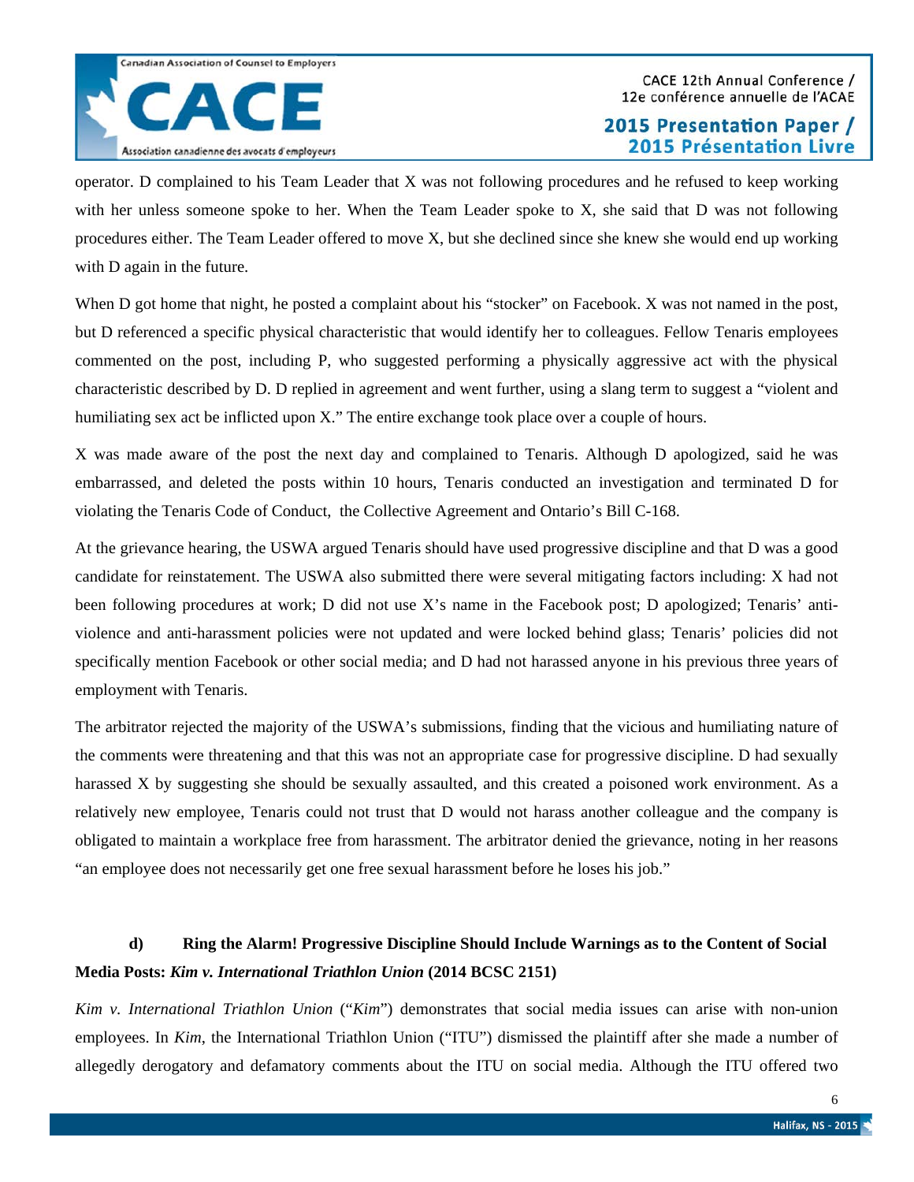operator. D complained to his Team Leader that X was not following procedures and he refused to keep working with her unless someone spoke to her. When the Team Leader spoke to X, she said that D was not following procedures either. The Team Leader offered to move X, but she declined since she knew she would end up working with D again in the future.

When D got home that night, he posted a complaint about his "stocker" on Facebook. X was not named in the post, but D referenced a specific physical characteristic that would identify her to colleagues. Fellow Tenaris employees commented on the post, including P, who suggested performing a physically aggressive act with the physical characteristic described by D. D replied in agreement and went further, using a slang term to suggest a "violent and humiliating sex act be inflicted upon X." The entire exchange took place over a couple of hours.

X was made aware of the post the next day and complained to Tenaris. Although D apologized, said he was embarrassed, and deleted the posts within 10 hours, Tenaris conducted an investigation and terminated D for violating the Tenaris Code of Conduct, the Collective Agreement and Ontario's Bill C-168.

At the grievance hearing, the USWA argued Tenaris should have used progressive discipline and that D was a good candidate for reinstatement. The USWA also submitted there were several mitigating factors including: X had not been following procedures at work; D did not use X's name in the Facebook post; D apologized; Tenaris' anti-violence and anti-harassment policies were not updated and were locked behind glass; Tenaris' policies did not specifically mention Facebook or other social media; and D had not harassed anyone in his previous three years of employment with Tenaris.

The arbitrator rejected the majority of the USWA's submissions, finding that the vicious and humiliating nature of the comments were threatening and that this was not an appropriate case for progressive discipline. D had sexually harassed X by suggesting she should be sexually assaulted, and this created a poisoned work environment. As a relatively new employee, Tenaris could not trust that D would not harass another colleague and the company is obligated to maintain a workplace free from harassment. The arbitrator denied the grievance, noting in her reasons "an employee does not necessarily get one free sexual harassment before he loses his job."

### d) Ring the Alarm! Progressive Discipline Should Include Warnings as to the Content of Social Media Posts: *Kim v. International Triathlon Union* (2014 BCSC 2151)

*Kim v. International Triathlon Union* ("*Kim*") demonstrates that social media issues can arise with non-union employees. In *Kim*, the International Triathlon Union ("ITU") dismissed the plaintiff after she made a number of allegedly derogatory and defamatory comments about the ITU on social media. Although the ITU offered two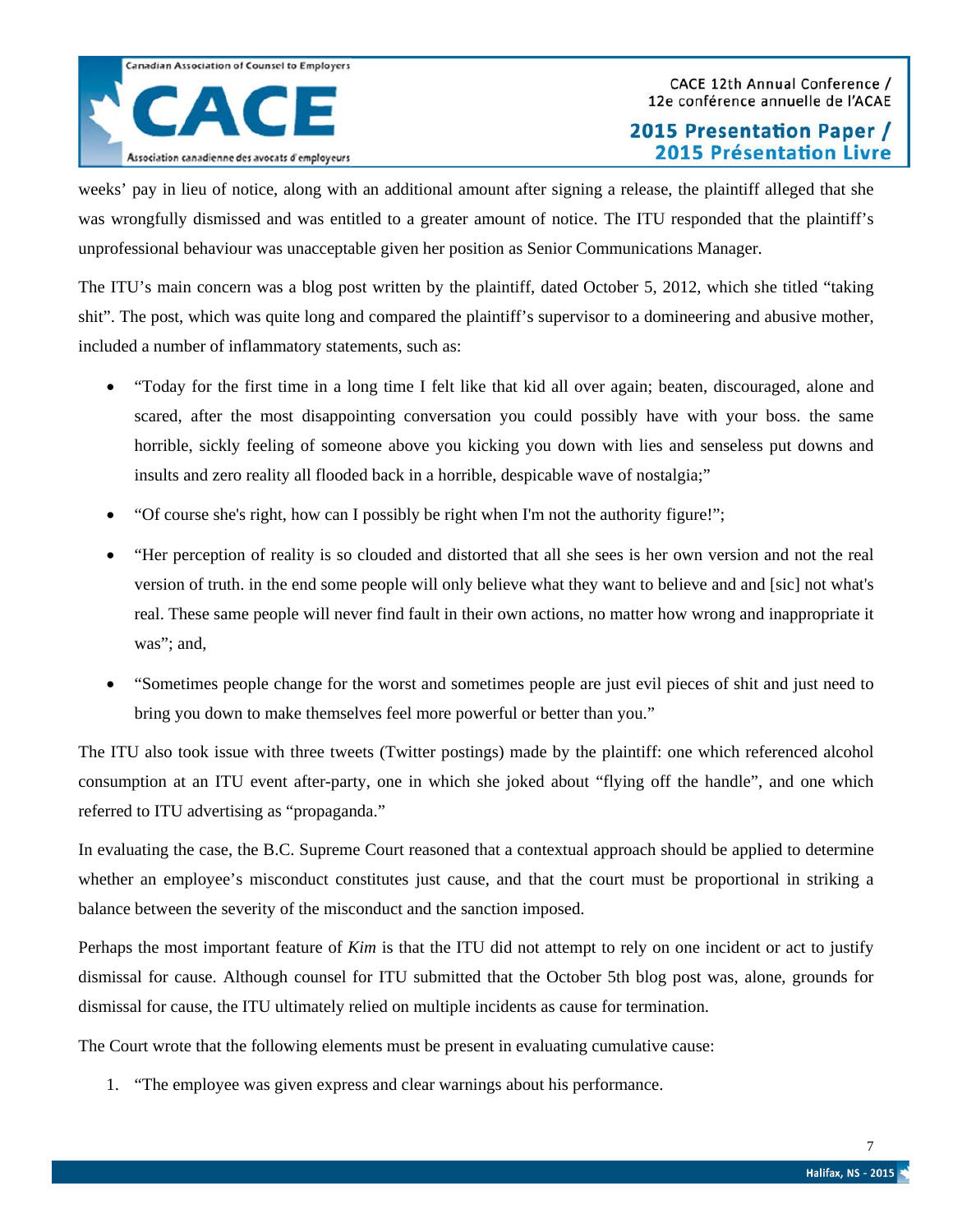weeks' pay in lieu of notice, along with an additional amount after signing a release, the plaintiff alleged that she was wrongfully dismissed and was entitled to a greater amount of notice. The ITU responded that the plaintiff's unprofessional behaviour was unacceptable given her position as Senior Communications Manager.

The ITU's main concern was a blog post written by the plaintiff, dated October 5, 2012, which she titled "taking shit". The post, which was quite long and compared the plaintiff's supervisor to a domineering and abusive mother, included a number of inflammatory statements, such as:

- "Today for the first time in a long time I felt like that kid all over again; beaten, discouraged, alone and scared, after the most disappointing conversation you could possibly have with your boss. the same horrible, sickly feeling of someone above you kicking you down with lies and senseless put downs and insults and zero reality all flooded back in a horrible, despicable wave of nostalgia;"
- "Of course she's right, how can I possibly be right when I'm not the authority figure!";
- "Her perception of reality is so clouded and distorted that all she sees is her own version and not the real version of truth. in the end some people will only believe what they want to believe and and [sic] not what's real. These same people will never find fault in their own actions, no matter how wrong and inappropriate it was"; and,
- "Sometimes people change for the worst and sometimes people are just evil pieces of shit and just need to bring you down to make themselves feel more powerful or better than you."

The ITU also took issue with three tweets (Twitter postings) made by the plaintiff: one which referenced alcohol consumption at an ITU event after-party, one in which she joked about "flying off the handle", and one which referred to ITU advertising as "propaganda."

In evaluating the case, the B.C. Supreme Court reasoned that a contextual approach should be applied to determine whether an employee's misconduct constitutes just cause, and that the court must be proportional in striking a balance between the severity of the misconduct and the sanction imposed.

Perhaps the most important feature of *Kim* is that the ITU did not attempt to rely on one incident or act to justify dismissal for cause. Although counsel for ITU submitted that the October 5th blog post was, alone, grounds for dismissal for cause, the ITU ultimately relied on multiple incidents as cause for termination.

The Court wrote that the following elements must be present in evaluating cumulative cause:

1. "The employee was given express and clear warnings about his performance.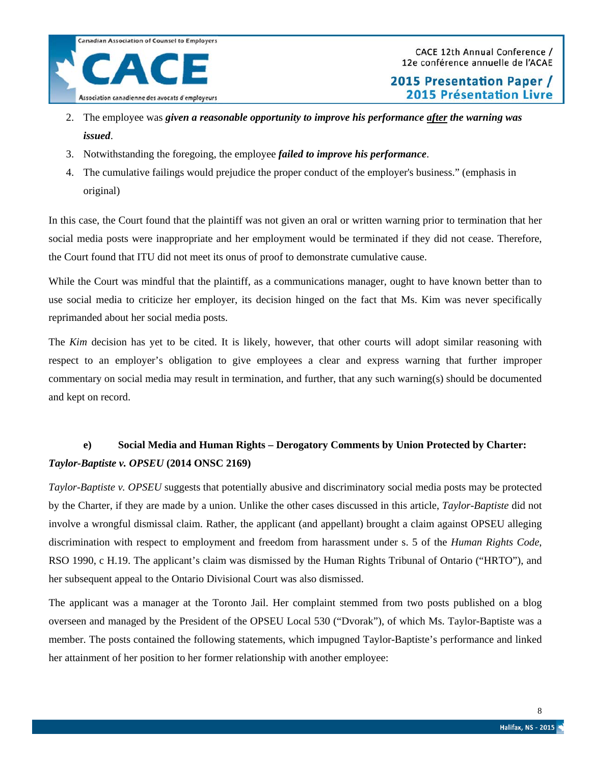2. The employee was ***given a reasonable opportunity to improve his performance*** ***<u>after</u>*** ***the warning was issued***.
3. Notwithstanding the foregoing, the employee ***failed to improve his performance***.
4. The cumulative failings would prejudice the proper conduct of the employer's business." (emphasis in original)

In this case, the Court found that the plaintiff was not given an oral or written warning prior to termination that her social media posts were inappropriate and her employment would be terminated if they did not cease. Therefore, the Court found that ITU did not meet its onus of proof to demonstrate cumulative cause.

While the Court was mindful that the plaintiff, as a communications manager, ought to have known better than to use social media to criticize her employer, its decision hinged on the fact that Ms. Kim was never specifically reprimanded about her social media posts.

The *Kim* decision has yet to be cited. It is likely, however, that other courts will adopt similar reasoning with respect to an employer's obligation to give employees a clear and express warning that further improper commentary on social media may result in termination, and further, that any such warning(s) should be documented and kept on record.

#### e) Social Media and Human Rights – Derogatory Comments by Union Protected by Charter: *Taylor-Baptiste v. OPSEU* (2014 ONSC 2169)

*Taylor-Baptiste v. OPSEU* suggests that potentially abusive and discriminatory social media posts may be protected by the Charter, if they are made by a union. Unlike the other cases discussed in this article, *Taylor-Baptiste* did not involve a wrongful dismissal claim. Rather, the applicant (and appellant) brought a claim against OPSEU alleging discrimination with respect to employment and freedom from harassment under s. 5 of the *Human Rights Code*, RSO 1990, c H.19. The applicant's claim was dismissed by the Human Rights Tribunal of Ontario ("HRTO"), and her subsequent appeal to the Ontario Divisional Court was also dismissed.

The applicant was a manager at the Toronto Jail. Her complaint stemmed from two posts published on a blog overseen and managed by the President of the OPSEU Local 530 ("Dvorak"), of which Ms. Taylor-Baptiste was a member. The posts contained the following statements, which impugned Taylor-Baptiste's performance and linked her attainment of her position to her former relationship with another employee: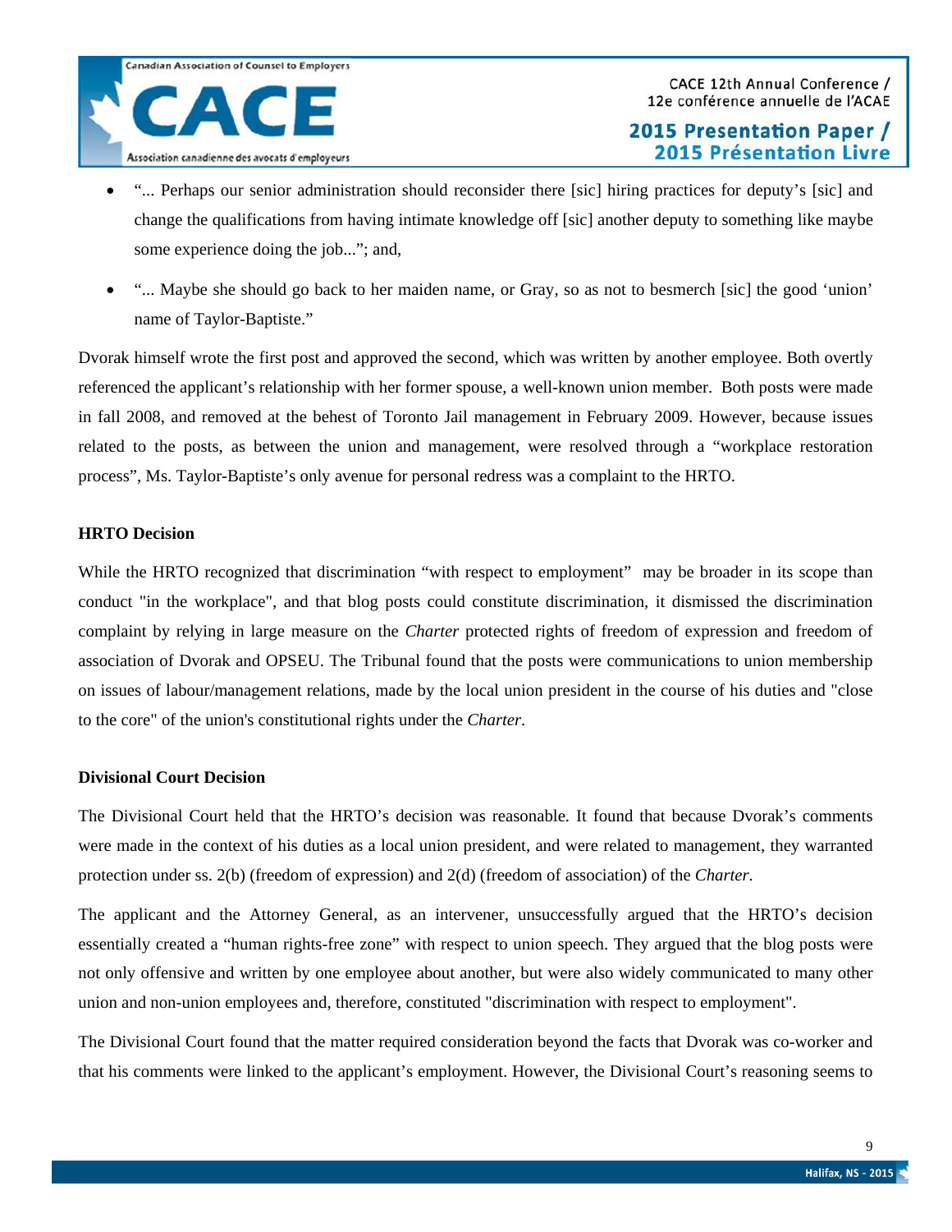- "... Perhaps our senior administration should reconsider there [sic] hiring practices for deputy's [sic] and change the qualifications from having intimate knowledge off [sic] another deputy to something like maybe some experience doing the job..."; and,
- "... Maybe she should go back to her maiden name, or Gray, so as not to besmerch [sic] the good 'union' name of Taylor-Baptiste."

Dvorak himself wrote the first post and approved the second, which was written by another employee. Both overtly referenced the applicant's relationship with her former spouse, a well-known union member. Both posts were made in fall 2008, and removed at the behest of Toronto Jail management in February 2009. However, because issues related to the posts, as between the union and management, were resolved through a "workplace restoration process", Ms. Taylor-Baptiste's only avenue for personal redress was a complaint to the HRTO.

**HRTO Decision**

While the HRTO recognized that discrimination "with respect to employment" may be broader in its scope than conduct "in the workplace", and that blog posts could constitute discrimination, it dismissed the discrimination complaint by relying in large measure on the *Charter* protected rights of freedom of expression and freedom of association of Dvorak and OPSEU. The Tribunal found that the posts were communications to union membership on issues of labour/management relations, made by the local union president in the course of his duties and "close to the core" of the union's constitutional rights under the *Charter*.

**Divisional Court Decision**

The Divisional Court held that the HRTO's decision was reasonable. It found that because Dvorak's comments were made in the context of his duties as a local union president, and were related to management, they warranted protection under ss. 2(b) (freedom of expression) and 2(d) (freedom of association) of the *Charter*.

The applicant and the Attorney General, as an intervener, unsuccessfully argued that the HRTO's decision essentially created a "human rights-free zone" with respect to union speech. They argued that the blog posts were not only offensive and written by one employee about another, but were also widely communicated to many other union and non-union employees and, therefore, constituted "discrimination with respect to employment".

The Divisional Court found that the matter required consideration beyond the facts that Dvorak was co-worker and that his comments were linked to the applicant's employment. However, the Divisional Court's reasoning seems to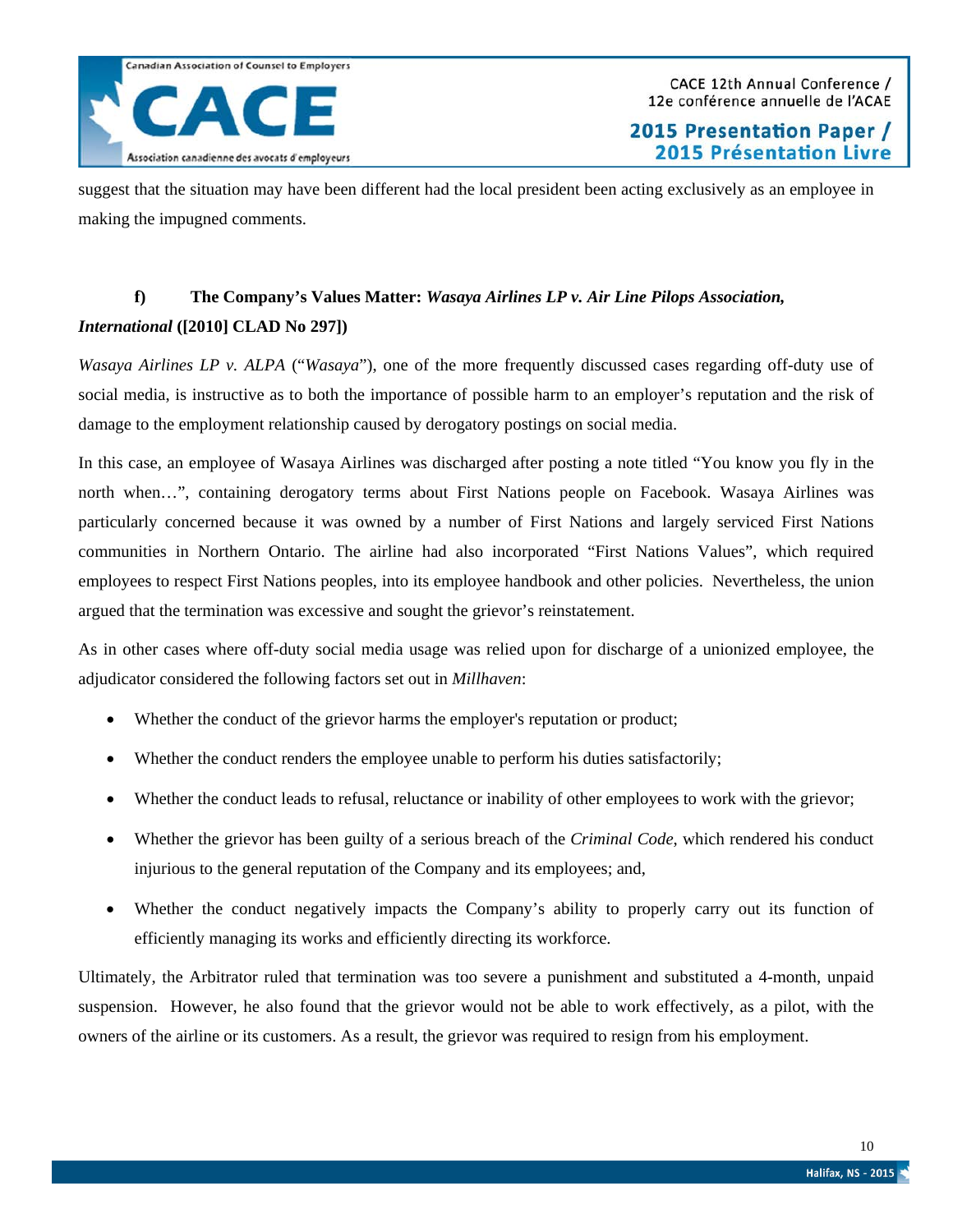suggest that the situation may have been different had the local president been acting exclusively as an employee in making the impugned comments.

### f) The Company's Values Matter: *Wasaya Airlines LP v. Air Line Pilops Association, International* ([2010] CLAD No 297])

*Wasaya Airlines LP v. ALPA* ("*Wasaya*"), one of the more frequently discussed cases regarding off-duty use of social media, is instructive as to both the importance of possible harm to an employer's reputation and the risk of damage to the employment relationship caused by derogatory postings on social media.

In this case, an employee of Wasaya Airlines was discharged after posting a note titled "You know you fly in the north when…", containing derogatory terms about First Nations people on Facebook. Wasaya Airlines was particularly concerned because it was owned by a number of First Nations and largely serviced First Nations communities in Northern Ontario. The airline had also incorporated "First Nations Values", which required employees to respect First Nations peoples, into its employee handbook and other policies. Nevertheless, the union argued that the termination was excessive and sought the grievor's reinstatement.

As in other cases where off-duty social media usage was relied upon for discharge of a unionized employee, the adjudicator considered the following factors set out in *Millhaven*:

- Whether the conduct of the grievor harms the employer's reputation or product;
- Whether the conduct renders the employee unable to perform his duties satisfactorily;
- Whether the conduct leads to refusal, reluctance or inability of other employees to work with the grievor;
- Whether the grievor has been guilty of a serious breach of the *Criminal Code*, which rendered his conduct injurious to the general reputation of the Company and its employees; and,
- Whether the conduct negatively impacts the Company's ability to properly carry out its function of efficiently managing its works and efficiently directing its workforce.

Ultimately, the Arbitrator ruled that termination was too severe a punishment and substituted a 4-month, unpaid suspension. However, he also found that the grievor would not be able to work effectively, as a pilot, with the owners of the airline or its customers. As a result, the grievor was required to resign from his employment.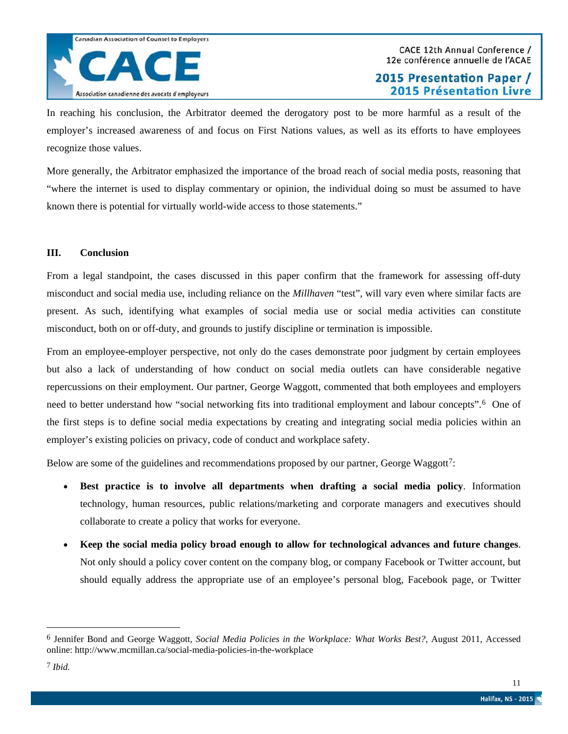In reaching his conclusion, the Arbitrator deemed the derogatory post to be more harmful as a result of the employer's increased awareness of and focus on First Nations values, as well as its efforts to have employees recognize those values.

More generally, the Arbitrator emphasized the importance of the broad reach of social media posts, reasoning that "where the internet is used to display commentary or opinion, the individual doing so must be assumed to have known there is potential for virtually world-wide access to those statements."

## III. Conclusion

From a legal standpoint, the cases discussed in this paper confirm that the framework for assessing off-duty misconduct and social media use, including reliance on the *Millhaven* "test", will vary even where similar facts are present. As such, identifying what examples of social media use or social media activities can constitute misconduct, both on or off-duty, and grounds to justify discipline or termination is impossible.

From an employee-employer perspective, not only do the cases demonstrate poor judgment by certain employees but also a lack of understanding of how conduct on social media outlets can have considerable negative repercussions on their employment. Our partner, George Waggott, commented that both employees and employers need to better understand how "social networking fits into traditional employment and labour concepts".[6] One of the first steps is to define social media expectations by creating and integrating social media policies within an employer's existing policies on privacy, code of conduct and workplace safety.

Below are some of the guidelines and recommendations proposed by our partner, George Waggott[7]:

- **Best practice is to involve all departments when drafting a social media policy**. Information technology, human resources, public relations/marketing and corporate managers and executives should collaborate to create a policy that works for everyone.
- **Keep the social media policy broad enough to allow for technological advances and future changes**. Not only should a policy cover content on the company blog, or company Facebook or Twitter account, but should equally address the appropriate use of an employee's personal blog, Facebook page, or Twitter

---

[6] Jennifer Bond and George Waggott, *Social Media Policies in the Workplace: What Works Best?*, August 2011, Accessed online: http://www.mcmillan.ca/social-media-policies-in-the-workplace

[7] *Ibid.*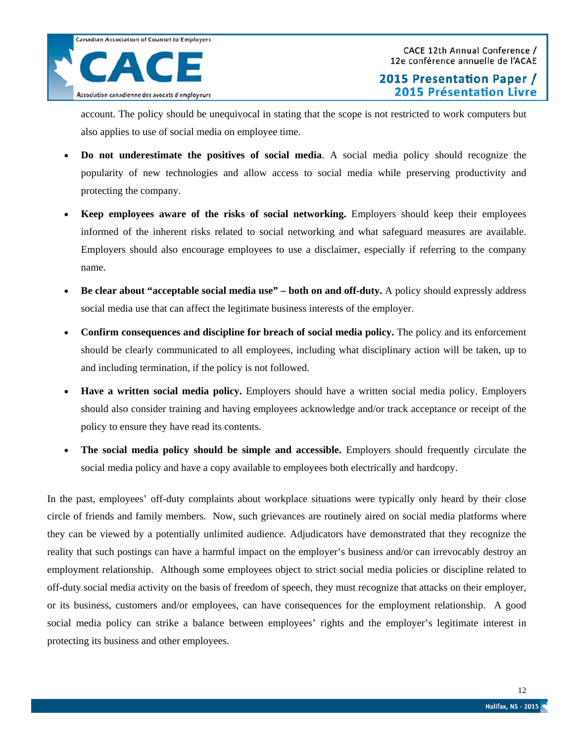account. The policy should be unequivocal in stating that the scope is not restricted to work computers but also applies to use of social media on employee time.

- **Do not underestimate the positives of social media**. A social media policy should recognize the popularity of new technologies and allow access to social media while preserving productivity and protecting the company.
- **Keep employees aware of the risks of social networking.** Employers should keep their employees informed of the inherent risks related to social networking and what safeguard measures are available. Employers should also encourage employees to use a disclaimer, especially if referring to the company name.
- **Be clear about "acceptable social media use" – both on and off-duty.** A policy should expressly address social media use that can affect the legitimate business interests of the employer.
- **Confirm consequences and discipline for breach of social media policy.** The policy and its enforcement should be clearly communicated to all employees, including what disciplinary action will be taken, up to and including termination, if the policy is not followed.
- **Have a written social media policy.** Employers should have a written social media policy. Employers should also consider training and having employees acknowledge and/or track acceptance or receipt of the policy to ensure they have read its contents.
- **The social media policy should be simple and accessible.** Employers should frequently circulate the social media policy and have a copy available to employees both electrically and hardcopy.

In the past, employees' off-duty complaints about workplace situations were typically only heard by their close circle of friends and family members. Now, such grievances are routinely aired on social media platforms where they can be viewed by a potentially unlimited audience. Adjudicators have demonstrated that they recognize the reality that such postings can have a harmful impact on the employer's business and/or can irrevocably destroy an employment relationship. Although some employees object to strict social media policies or discipline related to off-duty social media activity on the basis of freedom of speech, they must recognize that attacks on their employer, or its business, customers and/or employees, can have consequences for the employment relationship. A good social media policy can strike a balance between employees' rights and the employer's legitimate interest in protecting its business and other employees.